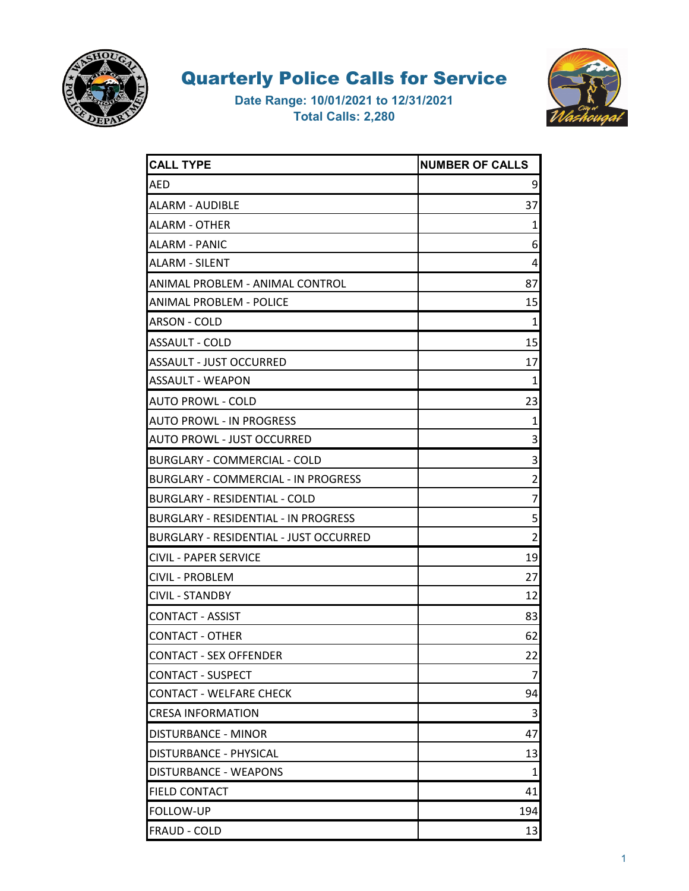# Quarterly Police Calls for Service

**Date Range: 10/01/2021 to 12/31/2021**
**Total Calls: 2,280**

| CALL TYPE | NUMBER OF CALLS |
|---|---|
| AED | 9 |
| ALARM - AUDIBLE | 37 |
| ALARM - OTHER | 1 |
| ALARM - PANIC | 6 |
| ALARM - SILENT | 4 |
| ANIMAL PROBLEM - ANIMAL CONTROL | 87 |
| ANIMAL PROBLEM - POLICE | 15 |
| ARSON - COLD | 1 |
| ASSAULT - COLD | 15 |
| ASSAULT - JUST OCCURRED | 17 |
| ASSAULT - WEAPON | 1 |
| AUTO PROWL - COLD | 23 |
| AUTO PROWL - IN PROGRESS | 1 |
| AUTO PROWL - JUST OCCURRED | 3 |
| BURGLARY - COMMERCIAL - COLD | 3 |
| BURGLARY - COMMERCIAL - IN PROGRESS | 2 |
| BURGLARY - RESIDENTIAL - COLD | 7 |
| BURGLARY - RESIDENTIAL - IN PROGRESS | 5 |
| BURGLARY - RESIDENTIAL - JUST OCCURRED | 2 |
| CIVIL - PAPER SERVICE | 19 |
| CIVIL - PROBLEM | 27 |
| CIVIL - STANDBY | 12 |
| CONTACT - ASSIST | 83 |
| CONTACT - OTHER | 62 |
| CONTACT - SEX OFFENDER | 22 |
| CONTACT - SUSPECT | 7 |
| CONTACT - WELFARE CHECK | 94 |
| CRESA INFORMATION | 3 |
| DISTURBANCE - MINOR | 47 |
| DISTURBANCE - PHYSICAL | 13 |
| DISTURBANCE - WEAPONS | 1 |
| FIELD CONTACT | 41 |
| FOLLOW-UP | 194 |
| FRAUD - COLD | 13 |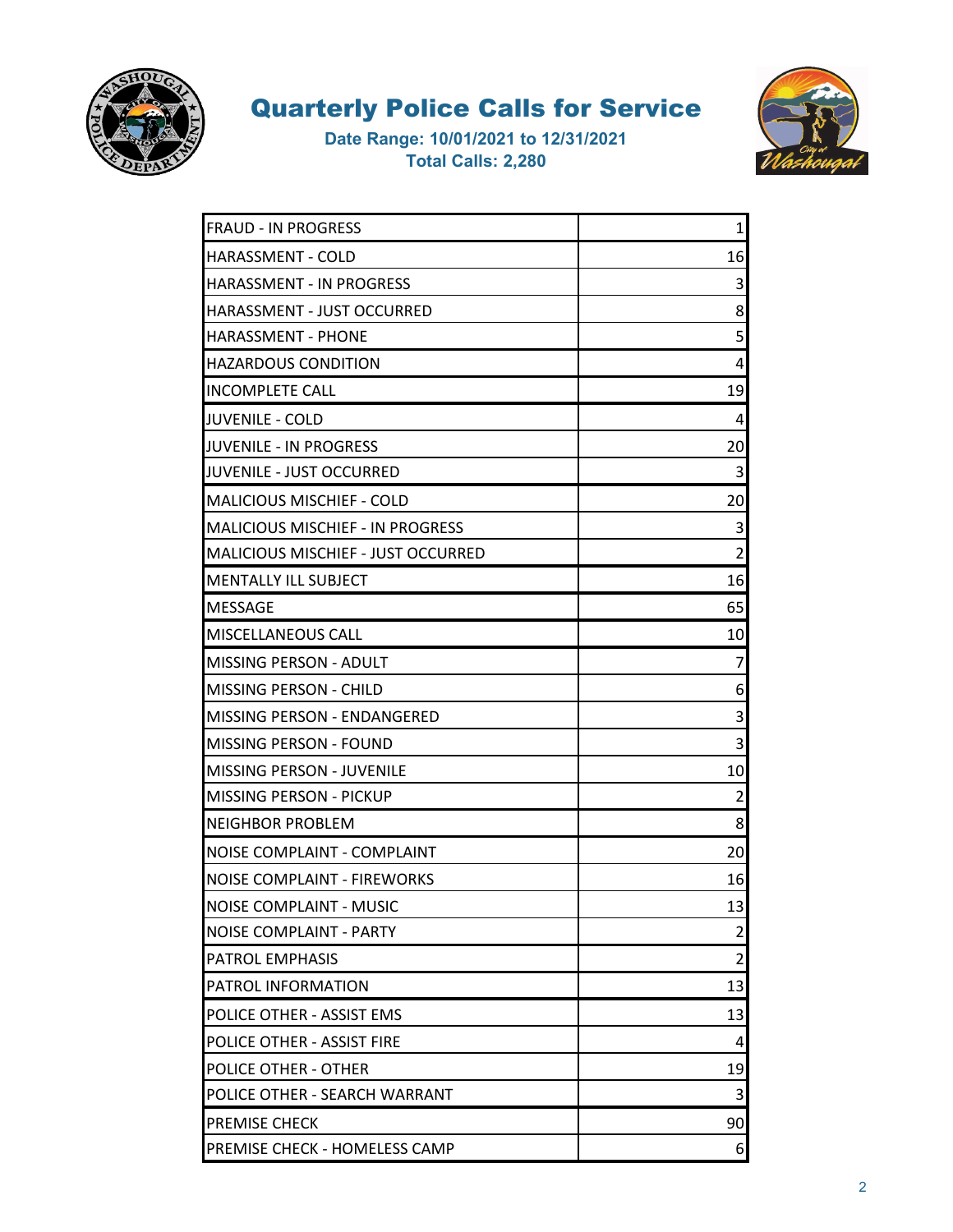# Quarterly Police Calls for Service

**Date Range: 10/01/2021 to 12/31/2021**
**Total Calls: 2,280**

| | |
|---|---|
| FRAUD - IN PROGRESS | 1 |
| HARASSMENT - COLD | 16 |
| HARASSMENT - IN PROGRESS | 3 |
| HARASSMENT - JUST OCCURRED | 8 |
| HARASSMENT - PHONE | 5 |
| HAZARDOUS CONDITION | 4 |
| INCOMPLETE CALL | 19 |
| JUVENILE - COLD | 4 |
| JUVENILE - IN PROGRESS | 20 |
| JUVENILE - JUST OCCURRED | 3 |
| MALICIOUS MISCHIEF - COLD | 20 |
| MALICIOUS MISCHIEF - IN PROGRESS | 3 |
| MALICIOUS MISCHIEF - JUST OCCURRED | 2 |
| MENTALLY ILL SUBJECT | 16 |
| MESSAGE | 65 |
| MISCELLANEOUS CALL | 10 |
| MISSING PERSON - ADULT | 7 |
| MISSING PERSON - CHILD | 6 |
| MISSING PERSON - ENDANGERED | 3 |
| MISSING PERSON - FOUND | 3 |
| MISSING PERSON - JUVENILE | 10 |
| MISSING PERSON - PICKUP | 2 |
| NEIGHBOR PROBLEM | 8 |
| NOISE COMPLAINT - COMPLAINT | 20 |
| NOISE COMPLAINT - FIREWORKS | 16 |
| NOISE COMPLAINT - MUSIC | 13 |
| NOISE COMPLAINT - PARTY | 2 |
| PATROL EMPHASIS | 2 |
| PATROL INFORMATION | 13 |
| POLICE OTHER - ASSIST EMS | 13 |
| POLICE OTHER - ASSIST FIRE | 4 |
| POLICE OTHER - OTHER | 19 |
| POLICE OTHER - SEARCH WARRANT | 3 |
| PREMISE CHECK | 90 |
| PREMISE CHECK - HOMELESS CAMP | 6 |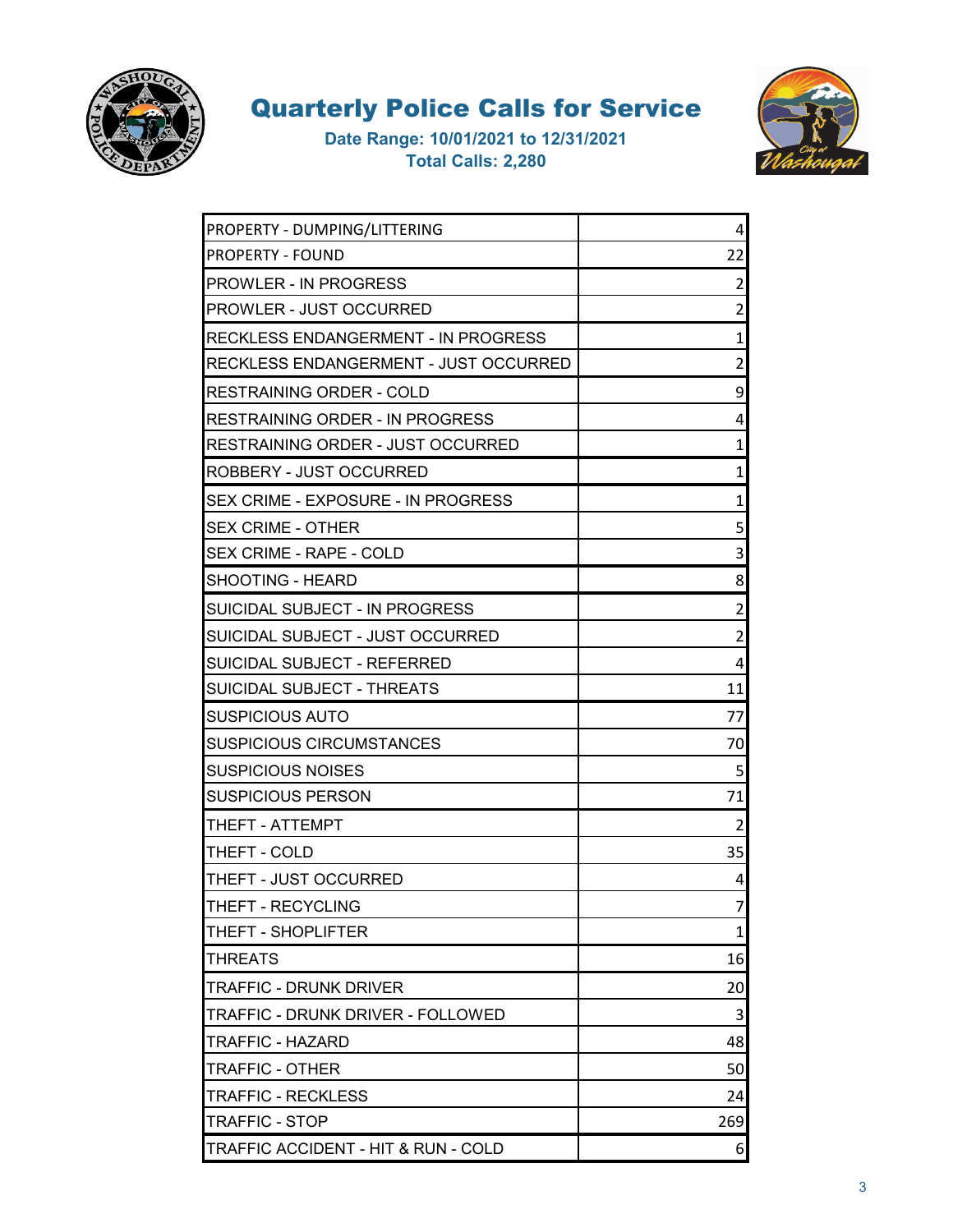# Quarterly Police Calls for Service

**Date Range: 10/01/2021 to 12/31/2021**
**Total Calls: 2,280**

| Call Type | Count |
|---|---|
| PROPERTY - DUMPING/LITTERING | 4 |
| PROPERTY - FOUND | 22 |
| PROWLER - IN PROGRESS | 2 |
| PROWLER - JUST OCCURRED | 2 |
| RECKLESS ENDANGERMENT - IN PROGRESS | 1 |
| RECKLESS ENDANGERMENT - JUST OCCURRED | 2 |
| RESTRAINING ORDER - COLD | 9 |
| RESTRAINING ORDER - IN PROGRESS | 4 |
| RESTRAINING ORDER - JUST OCCURRED | 1 |
| ROBBERY - JUST OCCURRED | 1 |
| SEX CRIME - EXPOSURE - IN PROGRESS | 1 |
| SEX CRIME - OTHER | 5 |
| SEX CRIME - RAPE - COLD | 3 |
| SHOOTING - HEARD | 8 |
| SUICIDAL SUBJECT - IN PROGRESS | 2 |
| SUICIDAL SUBJECT - JUST OCCURRED | 2 |
| SUICIDAL SUBJECT - REFERRED | 4 |
| SUICIDAL SUBJECT - THREATS | 11 |
| SUSPICIOUS AUTO | 77 |
| SUSPICIOUS CIRCUMSTANCES | 70 |
| SUSPICIOUS NOISES | 5 |
| SUSPICIOUS PERSON | 71 |
| THEFT - ATTEMPT | 2 |
| THEFT - COLD | 35 |
| THEFT - JUST OCCURRED | 4 |
| THEFT - RECYCLING | 7 |
| THEFT - SHOPLIFTER | 1 |
| THREATS | 16 |
| TRAFFIC - DRUNK DRIVER | 20 |
| TRAFFIC - DRUNK DRIVER - FOLLOWED | 3 |
| TRAFFIC - HAZARD | 48 |
| TRAFFIC - OTHER | 50 |
| TRAFFIC - RECKLESS | 24 |
| TRAFFIC - STOP | 269 |
| TRAFFIC ACCIDENT - HIT & RUN - COLD | 6 |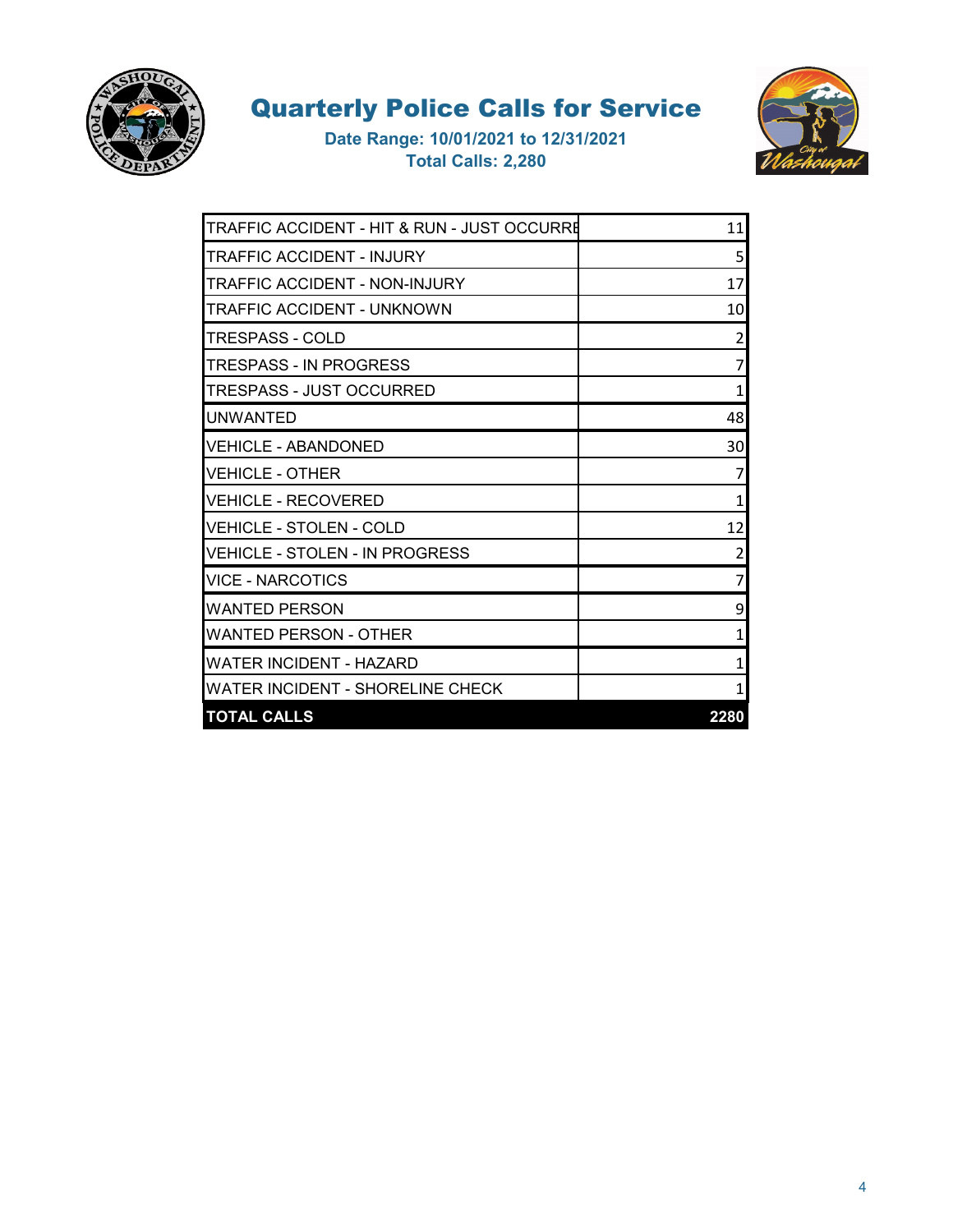# Quarterly Police Calls for Service

**Date Range: 10/01/2021 to 12/31/2021**
**Total Calls: 2,280**

| | |
|---|---|
| TRAFFIC ACCIDENT - HIT & RUN - JUST OCCURRE | 11 |
| TRAFFIC ACCIDENT - INJURY | 5 |
| TRAFFIC ACCIDENT - NON-INJURY | 17 |
| TRAFFIC ACCIDENT - UNKNOWN | 10 |
| TRESPASS - COLD | 2 |
| TRESPASS - IN PROGRESS | 7 |
| TRESPASS - JUST OCCURRED | 1 |
| UNWANTED | 48 |
| VEHICLE - ABANDONED | 30 |
| VEHICLE - OTHER | 7 |
| VEHICLE - RECOVERED | 1 |
| VEHICLE - STOLEN - COLD | 12 |
| VEHICLE - STOLEN - IN PROGRESS | 2 |
| VICE - NARCOTICS | 7 |
| WANTED PERSON | 9 |
| WANTED PERSON - OTHER | 1 |
| WATER INCIDENT - HAZARD | 1 |
| WATER INCIDENT - SHORELINE CHECK | 1 |
| **TOTAL CALLS** | **2280** |